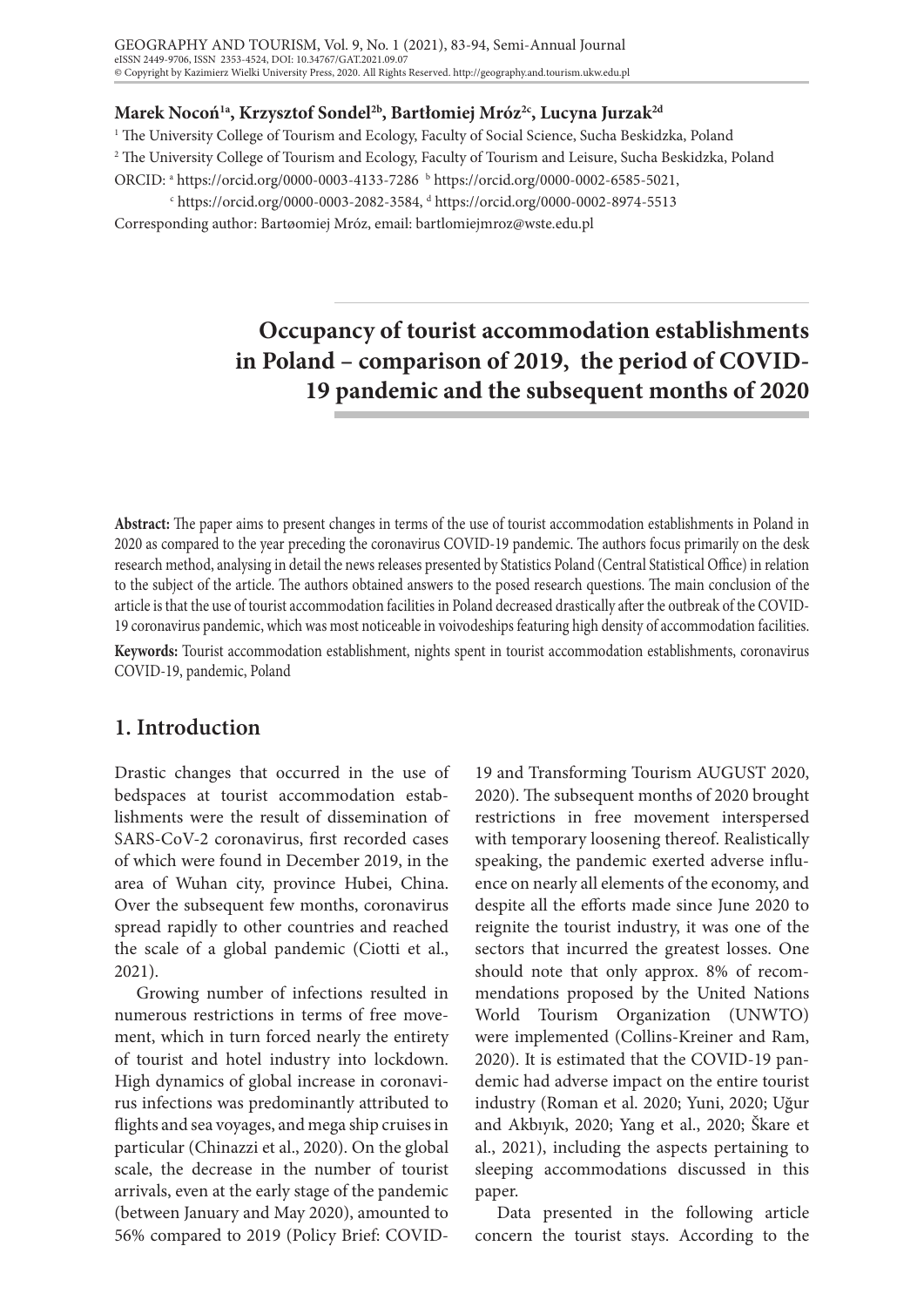**Marek Nocoń[1a], Krzysztof Sondel[2b], Bartłomiej Mróz[2c], Lucyna Jurzak[2d]**

[1] The University College of Tourism and Ecology, Faculty of Social Science, Sucha Beskidzka, Poland

[2] The University College of Tourism and Ecology, Faculty of Tourism and Leisure, Sucha Beskidzka, Poland

ORCID: [a] https://orcid.org/0000-0003-4133-7286 [b] https://orcid.org/0000-0002-6585-5021, [c] https://orcid.org/0000-0003-2082-3584, [d] https://orcid.org/0000-0002-8974-5513

Corresponding author: Bartøomiej Mróz, email: bartlomiejmroz@wste.edu.pl

# Occupancy of tourist accommodation establishments in Poland – comparison of 2019, the period of COVID-19 pandemic and the subsequent months of 2020

**Abstract:** The paper aims to present changes in terms of the use of tourist accommodation establishments in Poland in 2020 as compared to the year preceding the coronavirus COVID-19 pandemic. The authors focus primarily on the desk research method, analysing in detail the news releases presented by Statistics Poland (Central Statistical Office) in relation to the subject of the article. The authors obtained answers to the posed research questions. The main conclusion of the article is that the use of tourist accommodation facilities in Poland decreased drastically after the outbreak of the COVID-19 coronavirus pandemic, which was most noticeable in voivodeships featuring high density of accommodation facilities.

**Keywords:** Tourist accommodation establishment, nights spent in tourist accommodation establishments, coronavirus COVID-19, pandemic, Poland

## 1. Introduction

Drastic changes that occurred in the use of bedspaces at tourist accommodation establishments were the result of dissemination of SARS-CoV-2 coronavirus, first recorded cases of which were found in December 2019, in the area of Wuhan city, province Hubei, China. Over the subsequent few months, coronavirus spread rapidly to other countries and reached the scale of a global pandemic (Ciotti et al., 2021).

Growing number of infections resulted in numerous restrictions in terms of free movement, which in turn forced nearly the entirety of tourist and hotel industry into lockdown. High dynamics of global increase in coronavirus infections was predominantly attributed to flights and sea voyages, and mega ship cruises in particular (Chinazzi et al., 2020). On the global scale, the decrease in the number of tourist arrivals, even at the early stage of the pandemic (between January and May 2020), amounted to 56% compared to 2019 (Policy Brief: COVID-19 and Transforming Tourism AUGUST 2020, 2020). The subsequent months of 2020 brought restrictions in free movement interspersed with temporary loosening thereof. Realistically speaking, the pandemic exerted adverse influence on nearly all elements of the economy, and despite all the efforts made since June 2020 to reignite the tourist industry, it was one of the sectors that incurred the greatest losses. One should note that only approx. 8% of recommendations proposed by the United Nations World Tourism Organization (UNWTO) were implemented (Collins-Kreiner and Ram, 2020). It is estimated that the COVID-19 pandemic had adverse impact on the entire tourist industry (Roman et al. 2020; Yuni, 2020; Uğur and Akbıyık, 2020; Yang et al., 2020; Škare et al., 2021), including the aspects pertaining to sleeping accommodations discussed in this paper.

Data presented in the following article concern the tourist stays. According to the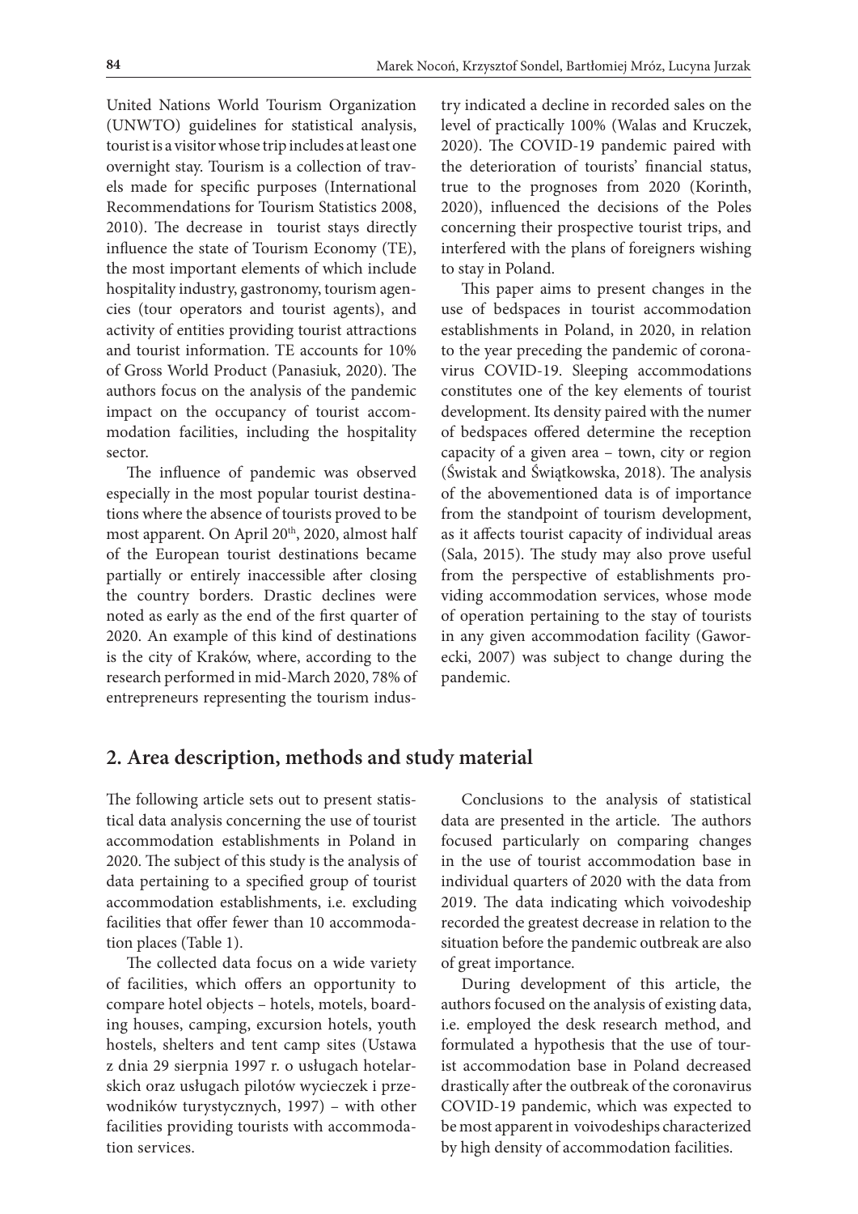United Nations World Tourism Organization (UNWTO) guidelines for statistical analysis, tourist is a visitor whose trip includes at least one overnight stay. Tourism is a collection of travels made for specific purposes (International Recommendations for Tourism Statistics 2008, 2010). The decrease in tourist stays directly influence the state of Tourism Economy (TE), the most important elements of which include hospitality industry, gastronomy, tourism agencies (tour operators and tourist agents), and activity of entities providing tourist attractions and tourist information. TE accounts for 10% of Gross World Product (Panasiuk, 2020). The authors focus on the analysis of the pandemic impact on the occupancy of tourist accommodation facilities, including the hospitality sector.

The influence of pandemic was observed especially in the most popular tourist destinations where the absence of tourists proved to be most apparent. On April 20th, 2020, almost half of the European tourist destinations became partially or entirely inaccessible after closing the country borders. Drastic declines were noted as early as the end of the first quarter of 2020. An example of this kind of destinations is the city of Kraków, where, according to the research performed in mid-March 2020, 78% of entrepreneurs representing the tourism industry indicated a decline in recorded sales on the level of practically 100% (Walas and Kruczek, 2020). The COVID-19 pandemic paired with the deterioration of tourists' financial status, true to the prognoses from 2020 (Korinth, 2020), influenced the decisions of the Poles concerning their prospective tourist trips, and interfered with the plans of foreigners wishing to stay in Poland.

This paper aims to present changes in the use of bedspaces in tourist accommodation establishments in Poland, in 2020, in relation to the year preceding the pandemic of coronavirus COVID-19. Sleeping accommodations constitutes one of the key elements of tourist development. Its density paired with the numer of bedspaces offered determine the reception capacity of a given area – town, city or region (Świstak and Świątkowska, 2018). The analysis of the abovementioned data is of importance from the standpoint of tourism development, as it affects tourist capacity of individual areas (Sala, 2015). The study may also prove useful from the perspective of establishments providing accommodation services, whose mode of operation pertaining to the stay of tourists in any given accommodation facility (Gaworecki, 2007) was subject to change during the pandemic.

## 2. Area description, methods and study material

The following article sets out to present statistical data analysis concerning the use of tourist accommodation establishments in Poland in 2020. The subject of this study is the analysis of data pertaining to a specified group of tourist accommodation establishments, i.e. excluding facilities that offer fewer than 10 accommodation places (Table 1).

The collected data focus on a wide variety of facilities, which offers an opportunity to compare hotel objects – hotels, motels, boarding houses, camping, excursion hotels, youth hostels, shelters and tent camp sites (Ustawa z dnia 29 sierpnia 1997 r. o usługach hotelarskich oraz usługach pilotów wycieczek i przewodników turystycznych, 1997) – with other facilities providing tourists with accommodation services.

Conclusions to the analysis of statistical data are presented in the article. The authors focused particularly on comparing changes in the use of tourist accommodation base in individual quarters of 2020 with the data from 2019. The data indicating which voivodeship recorded the greatest decrease in relation to the situation before the pandemic outbreak are also of great importance.

During development of this article, the authors focused on the analysis of existing data, i.e. employed the desk research method, and formulated a hypothesis that the use of tourist accommodation base in Poland decreased drastically after the outbreak of the coronavirus COVID-19 pandemic, which was expected to be most apparent in voivodeships characterized by high density of accommodation facilities.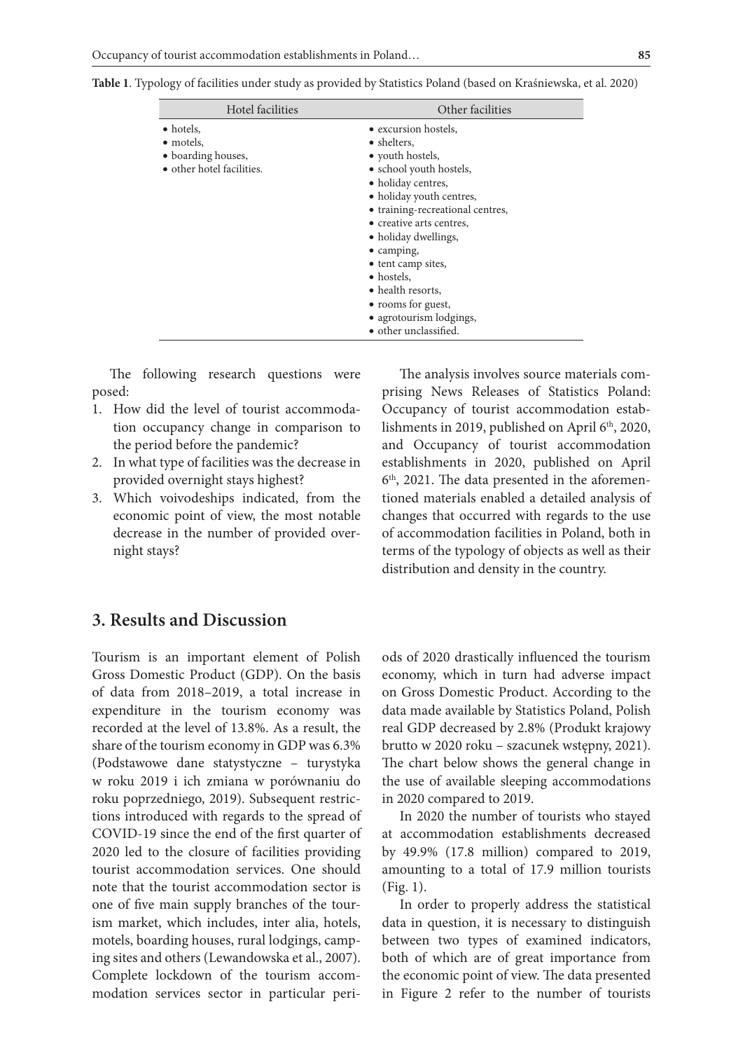**Table 1**. Typology of facilities under study as provided by Statistics Poland (based on Kraśniewska, et al. 2020)

| Hotel facilities | Other facilities |
|---|---|
| • hotels,<br>• motels,<br>• boarding houses,<br>• other hotel facilities. | • excursion hostels,<br>• shelters,<br>• youth hostels,<br>• school youth hostels,<br>• holiday centres,<br>• holiday youth centres,<br>• training-recreational centres,<br>• creative arts centres,<br>• holiday dwellings,<br>• camping,<br>• tent camp sites,<br>• hostels,<br>• health resorts,<br>• rooms for guest,<br>• agrotourism lodgings,<br>• other unclassified. |

The following research questions were posed:

1. How did the level of tourist accommodation occupancy change in comparison to the period before the pandemic?
2. In what type of facilities was the decrease in provided overnight stays highest?
3. Which voivodeships indicated, from the economic point of view, the most notable decrease in the number of provided overnight stays?

The analysis involves source materials comprising News Releases of Statistics Poland: Occupancy of tourist accommodation establishments in 2019, published on April 6th, 2020, and Occupancy of tourist accommodation establishments in 2020, published on April 6th, 2021. The data presented in the aforementioned materials enabled a detailed analysis of changes that occurred with regards to the use of accommodation facilities in Poland, both in terms of the typology of objects as well as their distribution and density in the country.

## 3. Results and Discussion

Tourism is an important element of Polish Gross Domestic Product (GDP). On the basis of data from 2018–2019, a total increase in expenditure in the tourism economy was recorded at the level of 13.8%. As a result, the share of the tourism economy in GDP was 6.3% (Podstawowe dane statystyczne – turystyka w roku 2019 i ich zmiana w porównaniu do roku poprzedniego, 2019). Subsequent restrictions introduced with regards to the spread of COVID-19 since the end of the first quarter of 2020 led to the closure of facilities providing tourist accommodation services. One should note that the tourist accommodation sector is one of five main supply branches of the tourism market, which includes, inter alia, hotels, motels, boarding houses, rural lodgings, camping sites and others (Lewandowska et al., 2007). Complete lockdown of the tourism accommodation services sector in particular periods of 2020 drastically influenced the tourism economy, which in turn had adverse impact on Gross Domestic Product. According to the data made available by Statistics Poland, Polish real GDP decreased by 2.8% (Produkt krajowy brutto w 2020 roku – szacunek wstępny, 2021). The chart below shows the general change in the use of available sleeping accommodations in 2020 compared to 2019.

In 2020 the number of tourists who stayed at accommodation establishments decreased by 49.9% (17.8 million) compared to 2019, amounting to a total of 17.9 million tourists (Fig. 1).

In order to properly address the statistical data in question, it is necessary to distinguish between two types of examined indicators, both of which are of great importance from the economic point of view. The data presented in Figure 2 refer to the number of tourists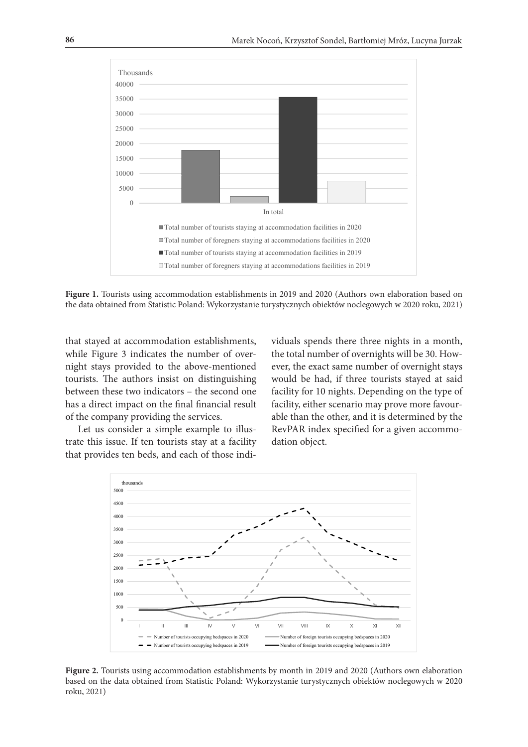**Figure 1.** Tourists using accommodation establishments in 2019 and 2020 (Authors own elaboration based on the data obtained from Statistic Poland: Wykorzystanie turystycznych obiektów noclegowych w 2020 roku, 2021)

that stayed at accommodation establishments, while Figure 3 indicates the number of overnight stays provided to the above-mentioned tourists. The authors insist on distinguishing between these two indicators – the second one has a direct impact on the final financial result of the company providing the services.

Let us consider a simple example to illustrate this issue. If ten tourists stay at a facility that provides ten beds, and each of those individuals spends there three nights in a month, the total number of overnights will be 30. However, the exact same number of overnight stays would be had, if three tourists stayed at said facility for 10 nights. Depending on the type of facility, either scenario may prove more favourable than the other, and it is determined by the RevPAR index specified for a given accommodation object.

**Figure 2.** Tourists using accommodation establishments by month in 2019 and 2020 (Authors own elaboration based on the data obtained from Statistic Poland: Wykorzystanie turystycznych obiektów noclegowych w 2020 roku, 2021)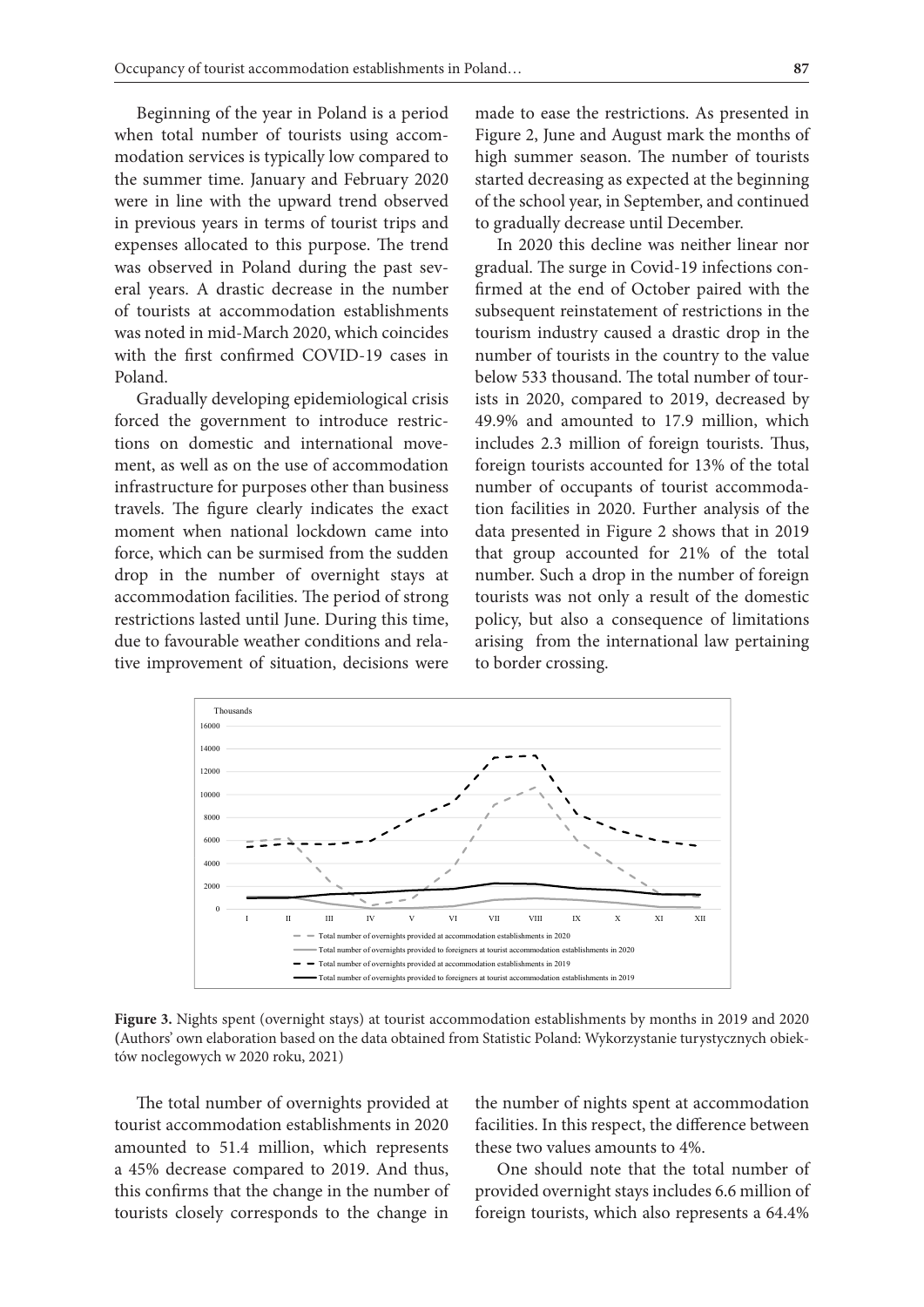Beginning of the year in Poland is a period when total number of tourists using accommodation services is typically low compared to the summer time. January and February 2020 were in line with the upward trend observed in previous years in terms of tourist trips and expenses allocated to this purpose. The trend was observed in Poland during the past several years. A drastic decrease in the number of tourists at accommodation establishments was noted in mid-March 2020, which coincides with the first confirmed COVID-19 cases in Poland.

Gradually developing epidemiological crisis forced the government to introduce restrictions on domestic and international movement, as well as on the use of accommodation infrastructure for purposes other than business travels. The figure clearly indicates the exact moment when national lockdown came into force, which can be surmised from the sudden drop in the number of overnight stays at accommodation facilities. The period of strong restrictions lasted until June. During this time, due to favourable weather conditions and relative improvement of situation, decisions were made to ease the restrictions. As presented in Figure 2, June and August mark the months of high summer season. The number of tourists started decreasing as expected at the beginning of the school year, in September, and continued to gradually decrease until December.

In 2020 this decline was neither linear nor gradual. The surge in Covid-19 infections confirmed at the end of October paired with the subsequent reinstatement of restrictions in the tourism industry caused a drastic drop in the number of tourists in the country to the value below 533 thousand. The total number of tourists in 2020, compared to 2019, decreased by 49.9% and amounted to 17.9 million, which includes 2.3 million of foreign tourists. Thus, foreign tourists accounted for 13% of the total number of occupants of tourist accommodation facilities in 2020. Further analysis of the data presented in Figure 2 shows that in 2019 that group accounted for 21% of the total number. Such a drop in the number of foreign tourists was not only a result of the domestic policy, but also a consequence of limitations arising from the international law pertaining to border crossing.

**Figure 3.** Nights spent (overnight stays) at tourist accommodation establishments by months in 2019 and 2020 (Authors' own elaboration based on the data obtained from Statistic Poland: Wykorzystanie turystycznych obiektów noclegowych w 2020 roku, 2021)

The total number of overnights provided at tourist accommodation establishments in 2020 amounted to 51.4 million, which represents a 45% decrease compared to 2019. And thus, this confirms that the change in the number of tourists closely corresponds to the change in the number of nights spent at accommodation facilities. In this respect, the difference between these two values amounts to 4%.

One should note that the total number of provided overnight stays includes 6.6 million of foreign tourists, which also represents a 64.4%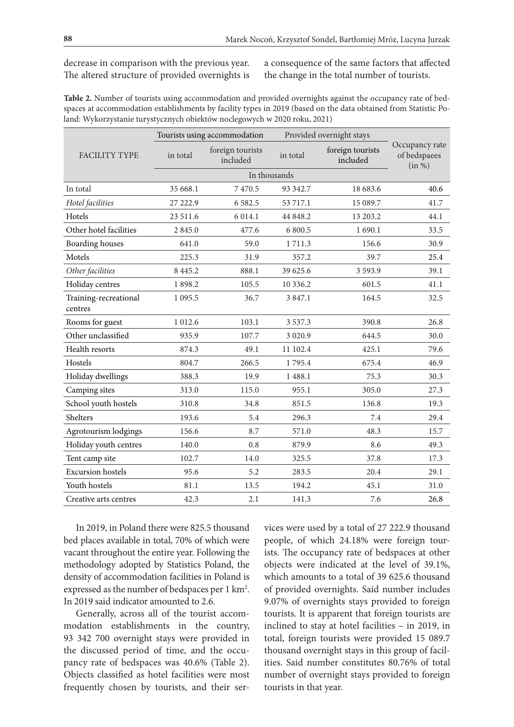decrease in comparison with the previous year. The altered structure of provided overnights is a consequence of the same factors that affected the change in the total number of tourists.

**Table 2.** Number of tourists using accommodation and provided overnights against the occupancy rate of bedspaces at accommodation establishments by facility types in 2019 (based on the data obtained from Statistic Poland: Wykorzystanie turystycznych obiektów noclegowych w 2020 roku, 2021)

| FACILITY TYPE | Tourists using accommodation | | Provided overnight stays | | Occupancy rate of bedspaees (in %) |
|---|---|---|---|---|---|
| | in total | foreign tourists included | in total | foreign tourists included | |
| | In thousands | | | | |
| In total | 35 668.1 | 7 470.5 | 93 342.7 | 18 683.6 | 40.6 |
| *Hotel facilities* | 27 222.9 | 6 582.5 | 53 717.1 | 15 089.7 | 41.7 |
| Hotels | 23 511.6 | 6 014.1 | 44 848.2 | 13 203.2 | 44.1 |
| Other hotel facilities | 2 845.0 | 477.6 | 6 800.5 | 1 690.1 | 33.5 |
| Boarding houses | 641.0 | 59.0 | 1 711.3 | 156.6 | 30.9 |
| Motels | 225.3 | 31.9 | 357.2 | 39.7 | 25.4 |
| *Other facilities* | 8 445.2 | 888.1 | 39 625.6 | 3 593.9 | 39.1 |
| Holiday centres | 1 898.2 | 105.5 | 10 336.2 | 601.5 | 41.1 |
| Training-recreational centres | 1 095.5 | 36.7 | 3 847.1 | 164.5 | 32.5 |
| Rooms for guest | 1 012.6 | 103.1 | 3 537.3 | 390.8 | 26.8 |
| Other unclassified | 935.9 | 107.7 | 3 020.9 | 644.5 | 30.0 |
| Health resorts | 874.3 | 49.1 | 11 102.4 | 425.1 | 79.6 |
| Hostels | 804.7 | 266.5 | 1 795.4 | 675.4 | 46.9 |
| Holiday dwellings | 388.3 | 19.9 | 1 488.1 | 75.3 | 30.3 |
| Camping sites | 313.0 | 115.0 | 955.1 | 305.0 | 27.3 |
| School youth hostels | 310.8 | 34.8 | 851.5 | 136.8 | 19.3 |
| Shelters | 193.6 | 5.4 | 296.3 | 7.4 | 29.4 |
| Agrotourism lodgings | 156.6 | 8.7 | 571.0 | 48.3 | 15.7 |
| Holiday youth centres | 140.0 | 0.8 | 879.9 | 8.6 | 49.3 |
| Tent camp site | 102.7 | 14.0 | 325.5 | 37.8 | 17.3 |
| Excursion hostels | 95.6 | 5.2 | 283.5 | 20.4 | 29.1 |
| Youth hostels | 81.1 | 13.5 | 194.2 | 45.1 | 31.0 |
| Creative arts centres | 42.3 | 2.1 | 141.3 | 7.6 | 26.8 |

In 2019, in Poland there were 825.5 thousand bed places available in total, 70% of which were vacant throughout the entire year. Following the methodology adopted by Statistics Poland, the density of accommodation facilities in Poland is expressed as the number of bedspaces per 1 km$^2$. In 2019 said indicator amounted to 2.6.

Generally, across all of the tourist accommodation establishments in the country, 93 342 700 overnight stays were provided in the discussed period of time, and the occupancy rate of bedspaces was 40.6% (Table 2). Objects classified as hotel facilities were most frequently chosen by tourists, and their services were used by a total of 27 222.9 thousand people, of which 24.18% were foreign tourists. The occupancy rate of bedspaces at other objects were indicated at the level of 39.1%, which amounts to a total of 39 625.6 thousand of provided overnights. Said number includes 9.07% of overnights stays provided to foreign tourists. It is apparent that foreign tourists are inclined to stay at hotel facilities – in 2019, in total, foreign tourists were provided 15 089.7 thousand overnight stays in this group of facilities. Said number constitutes 80.76% of total number of overnight stays provided to foreign tourists in that year.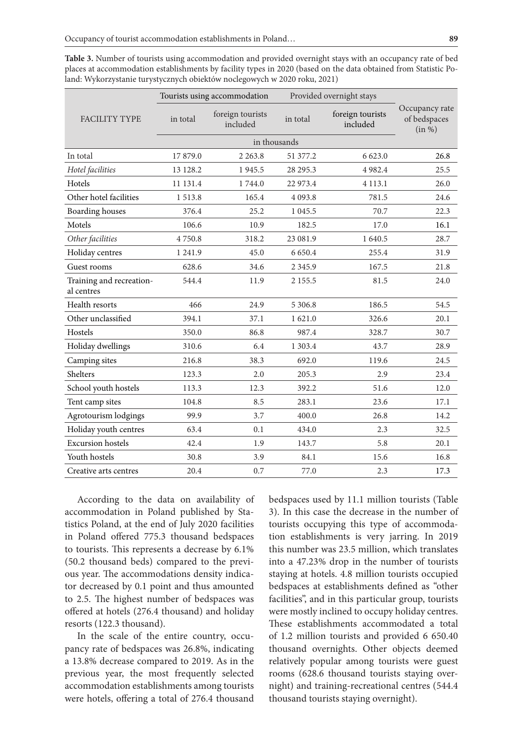**Table 3.** Number of tourists using accommodation and provided overnight stays with an occupancy rate of bed places at accommodation establishments by facility types in 2020 (based on the data obtained from Statistic Poland: Wykorzystanie turystycznych obiektów noclegowych w 2020 roku, 2021)

| FACILITY TYPE | Tourists using accommodation | | Provided overnight stays | | Occupancy rate of bedspaces (in %) |
|---|---|---|---|---|---|
| | in total | foreign tourists included | in total | foreign tourists included | |
| | in thousands | | | | |
| In total | 17 879.0 | 2 263.8 | 51 377.2 | 6 623.0 | 26.8 |
| *Hotel facilities* | 13 128.2 | 1 945.5 | 28 295.3 | 4 982.4 | 25.5 |
| Hotels | 11 131.4 | 1 744.0 | 22 973.4 | 4 113.1 | 26.0 |
| Other hotel facilities | 1 513.8 | 165.4 | 4 093.8 | 781.5 | 24.6 |
| Boarding houses | 376.4 | 25.2 | 1 045.5 | 70.7 | 22.3 |
| Motels | 106.6 | 10.9 | 182.5 | 17.0 | 16.1 |
| *Other facilities* | 4 750.8 | 318.2 | 23 081.9 | 1 640.5 | 28.7 |
| Holiday centres | 1 241.9 | 45.0 | 6 650.4 | 255.4 | 31.9 |
| Guest rooms | 628.6 | 34.6 | 2 345.9 | 167.5 | 21.8 |
| Training and recreational centres | 544.4 | 11.9 | 2 155.5 | 81.5 | 24.0 |
| Health resorts | 466 | 24.9 | 5 306.8 | 186.5 | 54.5 |
| Other unclassified | 394.1 | 37.1 | 1 621.0 | 326.6 | 20.1 |
| Hostels | 350.0 | 86.8 | 987.4 | 328.7 | 30.7 |
| Holiday dwellings | 310.6 | 6.4 | 1 303.4 | 43.7 | 28.9 |
| Camping sites | 216.8 | 38.3 | 692.0 | 119.6 | 24.5 |
| Shelters | 123.3 | 2.0 | 205.3 | 2.9 | 23.4 |
| School youth hostels | 113.3 | 12.3 | 392.2 | 51.6 | 12.0 |
| Tent camp sites | 104.8 | 8.5 | 283.1 | 23.6 | 17.1 |
| Agrotourism lodgings | 99.9 | 3.7 | 400.0 | 26.8 | 14.2 |
| Holiday youth centres | 63.4 | 0.1 | 434.0 | 2.3 | 32.5 |
| Excursion hostels | 42.4 | 1.9 | 143.7 | 5.8 | 20.1 |
| Youth hostels | 30.8 | 3.9 | 84.1 | 15.6 | 16.8 |
| Creative arts centres | 20.4 | 0.7 | 77.0 | 2.3 | 17.3 |

According to the data on availability of accommodation in Poland published by Statistics Poland, at the end of July 2020 facilities in Poland offered 775.3 thousand bedspaces to tourists. This represents a decrease by 6.1% (50.2 thousand beds) compared to the previous year. The accommodations density indicator decreased by 0.1 point and thus amounted to 2.5. The highest number of bedspaces was offered at hotels (276.4 thousand) and holiday resorts (122.3 thousand).

In the scale of the entire country, occupancy rate of bedspaces was 26.8%, indicating a 13.8% decrease compared to 2019. As in the previous year, the most frequently selected accommodation establishments among tourists were hotels, offering a total of 276.4 thousand bedspaces used by 11.1 million tourists (Table 3). In this case the decrease in the number of tourists occupying this type of accommodation establishments is very jarring. In 2019 this number was 23.5 million, which translates into a 47.23% drop in the number of tourists staying at hotels. 4.8 million tourists occupied bedspaces at establishments defined as "other facilities", and in this particular group, tourists were mostly inclined to occupy holiday centres. These establishments accommodated a total of 1.2 million tourists and provided 6 650.40 thousand overnights. Other objects deemed relatively popular among tourists were guest rooms (628.6 thousand tourists staying overnight) and training-recreational centres (544.4 thousand tourists staying overnight).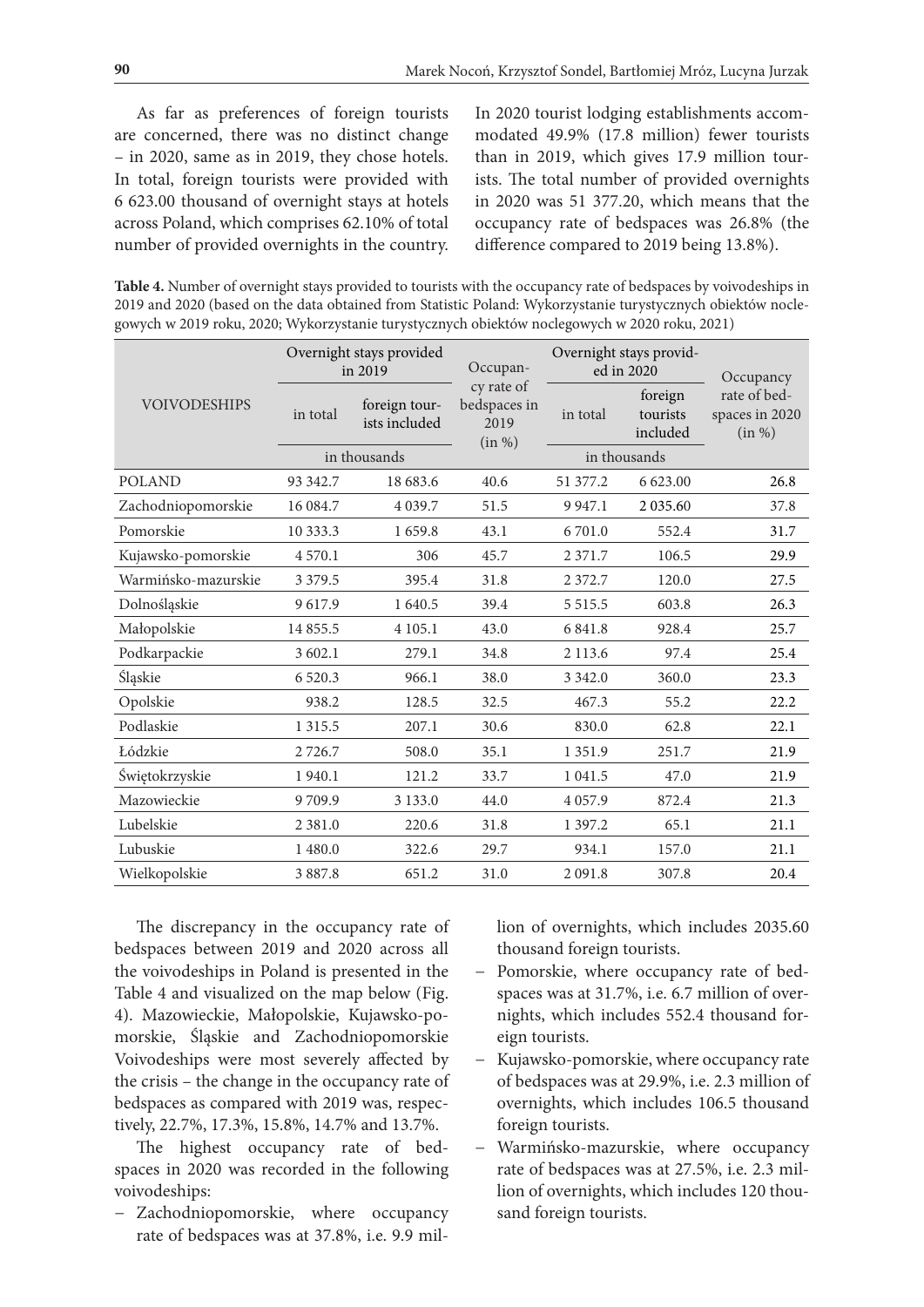As far as preferences of foreign tourists are concerned, there was no distinct change – in 2020, same as in 2019, they chose hotels. In total, foreign tourists were provided with 6 623.00 thousand of overnight stays at hotels across Poland, which comprises 62.10% of total number of provided overnights in the country. In 2020 tourist lodging establishments accommodated 49.9% (17.8 million) fewer tourists than in 2019, which gives 17.9 million tourists. The total number of provided overnights in 2020 was 51 377.20, which means that the occupancy rate of bedspaces was 26.8% (the difference compared to 2019 being 13.8%).

**Table 4.** Number of overnight stays provided to tourists with the occupancy rate of bedspaces by voivodeships in 2019 and 2020 (based on the data obtained from Statistic Poland: Wykorzystanie turystycznych obiektów noclegowych w 2019 roku, 2020; Wykorzystanie turystycznych obiektów noclegowych w 2020 roku, 2021)

| VOIVODESHIPS | Overnight stays provided in 2019 | | Occupancy rate of bedspaces in 2019 (in %) | Overnight stays provided in 2020 | | Occupancy rate of bedspaces in 2020 (in %) |
|---|---|---|---|---|---|---|
| | in total | foreign tourists included | | in total | foreign tourists included | |
| | in thousands | | | in thousands | | |
| POLAND | 93 342.7 | 18 683.6 | 40.6 | 51 377.2 | 6 623.00 | 26.8 |
| Zachodniopomorskie | 16 084.7 | 4 039.7 | 51.5 | 9 947.1 | 2 035.60 | 37.8 |
| Pomorskie | 10 333.3 | 1 659.8 | 43.1 | 6 701.0 | 552.4 | 31.7 |
| Kujawsko-pomorskie | 4 570.1 | 306 | 45.7 | 2 371.7 | 106.5 | 29.9 |
| Warmińsko-mazurskie | 3 379.5 | 395.4 | 31.8 | 2 372.7 | 120.0 | 27.5 |
| Dolnośląskie | 9 617.9 | 1 640.5 | 39.4 | 5 515.5 | 603.8 | 26.3 |
| Małopolskie | 14 855.5 | 4 105.1 | 43.0 | 6 841.8 | 928.4 | 25.7 |
| Podkarpackie | 3 602.1 | 279.1 | 34.8 | 2 113.6 | 97.4 | 25.4 |
| Śląskie | 6 520.3 | 966.1 | 38.0 | 3 342.0 | 360.0 | 23.3 |
| Opolskie | 938.2 | 128.5 | 32.5 | 467.3 | 55.2 | 22.2 |
| Podlaskie | 1 315.5 | 207.1 | 30.6 | 830.0 | 62.8 | 22.1 |
| Łódzkie | 2 726.7 | 508.0 | 35.1 | 1 351.9 | 251.7 | 21.9 |
| Świętokrzyskie | 1 940.1 | 121.2 | 33.7 | 1 041.5 | 47.0 | 21.9 |
| Mazowieckie | 9 709.9 | 3 133.0 | 44.0 | 4 057.9 | 872.4 | 21.3 |
| Lubelskie | 2 381.0 | 220.6 | 31.8 | 1 397.2 | 65.1 | 21.1 |
| Lubuskie | 1 480.0 | 322.6 | 29.7 | 934.1 | 157.0 | 21.1 |
| Wielkopolskie | 3 887.8 | 651.2 | 31.0 | 2 091.8 | 307.8 | 20.4 |

The discrepancy in the occupancy rate of bedspaces between 2019 and 2020 across all the voivodeships in Poland is presented in the Table 4 and visualized on the map below (Fig. 4). Mazowieckie, Małopolskie, Kujawsko-pomorskie, Śląskie and Zachodniopomorskie Voivodeships were most severely affected by the crisis – the change in the occupancy rate of bedspaces as compared with 2019 was, respectively, 22.7%, 17.3%, 15.8%, 14.7% and 13.7%.

The highest occupancy rate of bedspaces in 2020 was recorded in the following voivodeships:

- Zachodniopomorskie, where occupancy rate of bedspaces was at 37.8%, i.e. 9.9 million of overnights, which includes 2035.60 thousand foreign tourists.
- Pomorskie, where occupancy rate of bedspaces was at 31.7%, i.e. 6.7 million of overnights, which includes 552.4 thousand foreign tourists.
- Kujawsko-pomorskie, where occupancy rate of bedspaces was at 29.9%, i.e. 2.3 million of overnights, which includes 106.5 thousand foreign tourists.
- Warmińsko-mazurskie, where occupancy rate of bedspaces was at 27.5%, i.e. 2.3 million of overnights, which includes 120 thousand foreign tourists.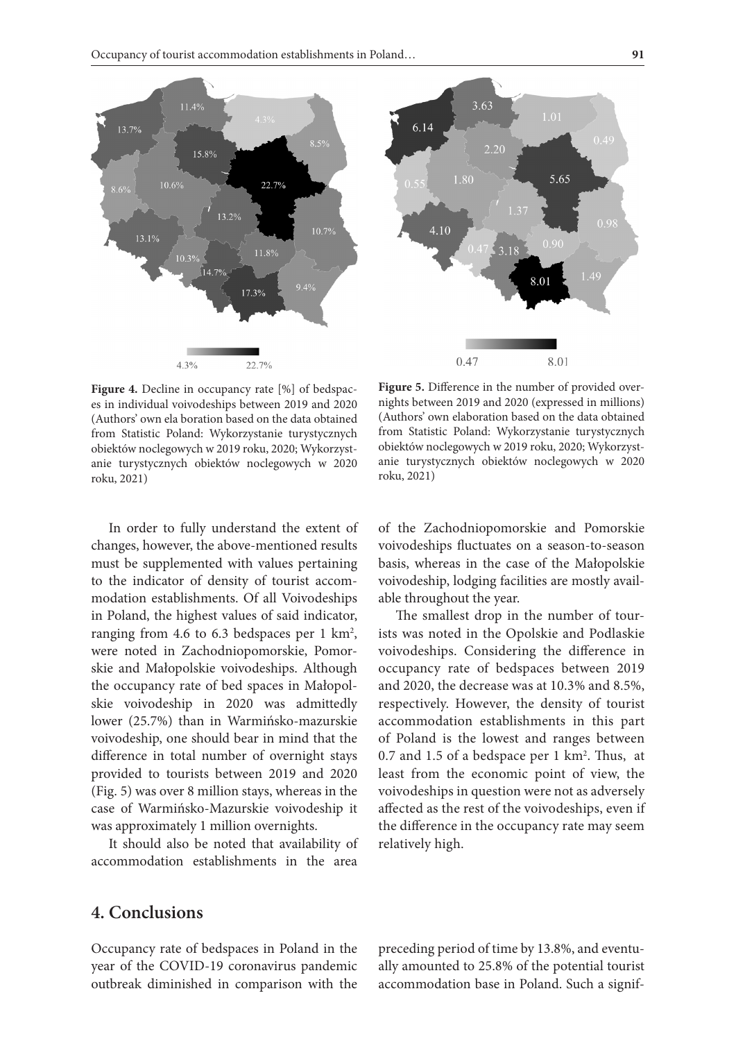**Figure 4.** Decline in occupancy rate [%] of bedspaces in individual voivodeships between 2019 and 2020 (Authors' own ela boration based on the data obtained from Statistic Poland: Wykorzystanie turystycznych obiektów noclegowych w 2019 roku, 2020; Wykorzystanie turystycznych obiektów noclegowych w 2020 roku, 2021)

**Figure 5.** Difference in the number of provided overnights between 2019 and 2020 (expressed in millions) (Authors' own elaboration based on the data obtained from Statistic Poland: Wykorzystanie turystycznych obiektów noclegowych w 2019 roku, 2020; Wykorzystanie turystycznych obiektów noclegowych w 2020 roku, 2021)

In order to fully understand the extent of changes, however, the above-mentioned results must be supplemented with values pertaining to the indicator of density of tourist accommodation establishments. Of all Voivodeships in Poland, the highest values of said indicator, ranging from 4.6 to 6.3 bedspaces per 1 km$^2$, were noted in Zachodniopomorskie, Pomorskie and Małopolskie voivodeships. Although the occupancy rate of bed spaces in Małopolskie voivodeship in 2020 was admittedly lower (25.7%) than in Warmińsko-mazurskie voivodeship, one should bear in mind that the difference in total number of overnight stays provided to tourists between 2019 and 2020 (Fig. 5) was over 8 million stays, whereas in the case of Warmińsko-Mazurskie voivodeship it was approximately 1 million overnights.

It should also be noted that availability of accommodation establishments in the area of the Zachodniopomorskie and Pomorskie voivodeships fluctuates on a season-to-season basis, whereas in the case of the Małopolskie voivodeship, lodging facilities are mostly available throughout the year.

The smallest drop in the number of tourists was noted in the Opolskie and Podlaskie voivodeships. Considering the difference in occupancy rate of bedspaces between 2019 and 2020, the decrease was at 10.3% and 8.5%, respectively. However, the density of tourist accommodation establishments in this part of Poland is the lowest and ranges between 0.7 and 1.5 of a bedspace per 1 km$^2$. Thus, at least from the economic point of view, the voivodeships in question were not as adversely affected as the rest of the voivodeships, even if the difference in the occupancy rate may seem relatively high.

## 4. Conclusions

Occupancy rate of bedspaces in Poland in the year of the COVID-19 coronavirus pandemic outbreak diminished in comparison with the preceding period of time by 13.8%, and eventually amounted to 25.8% of the potential tourist accommodation base in Poland. Such a signif-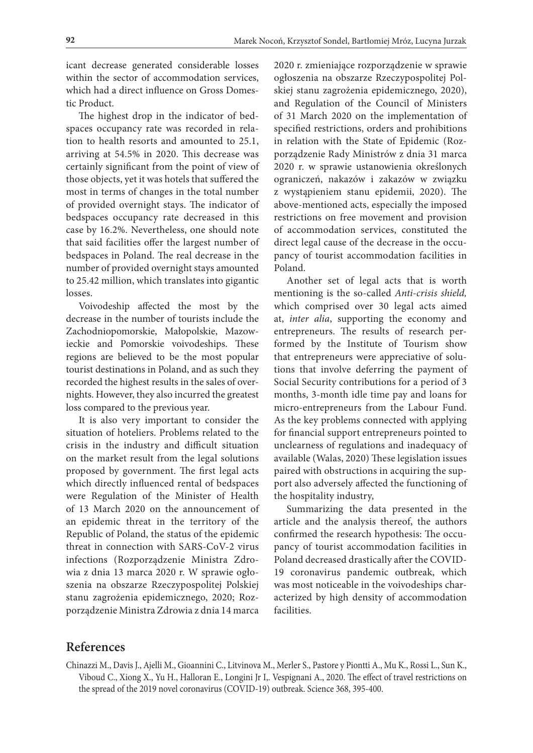icant decrease generated considerable losses within the sector of accommodation services, which had a direct influence on Gross Domestic Product.

The highest drop in the indicator of bedspaces occupancy rate was recorded in relation to health resorts and amounted to 25.1, arriving at 54.5% in 2020. This decrease was certainly significant from the point of view of those objects, yet it was hotels that suffered the most in terms of changes in the total number of provided overnight stays. The indicator of bedspaces occupancy rate decreased in this case by 16.2%. Nevertheless, one should note that said facilities offer the largest number of bedspaces in Poland. The real decrease in the number of provided overnight stays amounted to 25.42 million, which translates into gigantic losses.

Voivodeship affected the most by the decrease in the number of tourists include the Zachodniopomorskie, Małopolskie, Mazowieckie and Pomorskie voivodeships. These regions are believed to be the most popular tourist destinations in Poland, and as such they recorded the highest results in the sales of overnights. However, they also incurred the greatest loss compared to the previous year.

It is also very important to consider the situation of hoteliers. Problems related to the crisis in the industry and difficult situation on the market result from the legal solutions proposed by government. The first legal acts which directly influenced rental of bedspaces were Regulation of the Minister of Health of 13 March 2020 on the announcement of an epidemic threat in the territory of the Republic of Poland, the status of the epidemic threat in connection with SARS-CoV-2 virus infections (Rozporządzenie Ministra Zdrowia z dnia 13 marca 2020 r. W sprawie ogłoszenia na obszarze Rzeczypospolitej Polskiej stanu zagrożenia epidemicznego, 2020; Rozporządzenie Ministra Zdrowia z dnia 14 marca 2020 r. zmieniające rozporządzenie w sprawie ogłoszenia na obszarze Rzeczypospolitej Polskiej stanu zagrożenia epidemicznego, 2020), and Regulation of the Council of Ministers of 31 March 2020 on the implementation of specified restrictions, orders and prohibitions in relation with the State of Epidemic (Rozporządzenie Rady Ministrów z dnia 31 marca 2020 r. w sprawie ustanowienia określonych ograniczeń, nakazów i zakazów w związku z wystąpieniem stanu epidemii, 2020). The above-mentioned acts, especially the imposed restrictions on free movement and provision of accommodation services, constituted the direct legal cause of the decrease in the occupancy of tourist accommodation facilities in Poland.

Another set of legal acts that is worth mentioning is the so-called *Anti-crisis shield,* which comprised over 30 legal acts aimed at, *inter alia*, supporting the economy and entrepreneurs. The results of research performed by the Institute of Tourism show that entrepreneurs were appreciative of solutions that involve deferring the payment of Social Security contributions for a period of 3 months, 3-month idle time pay and loans for micro-entrepreneurs from the Labour Fund. As the key problems connected with applying for financial support entrepreneurs pointed to unclearness of regulations and inadequacy of available (Walas, 2020) These legislation issues paired with obstructions in acquiring the support also adversely affected the functioning of the hospitality industry,

Summarizing the data presented in the article and the analysis thereof, the authors confirmed the research hypothesis: The occupancy of tourist accommodation facilities in Poland decreased drastically after the COVID-19 coronavirus pandemic outbreak, which was most noticeable in the voivodeships characterized by high density of accommodation facilities.

## References

Chinazzi M., Davis J., Ajelli M., Gioannini C., Litvinova M., Merler S., Pastore y Piontti A., Mu K., Rossi L., Sun K., Viboud C., Xiong X., Yu H., Halloran E., Longini Jr I,. Vespignani A., 2020. The effect of travel restrictions on the spread of the 2019 novel coronavirus (COVID-19) outbreak. Science 368, 395-400.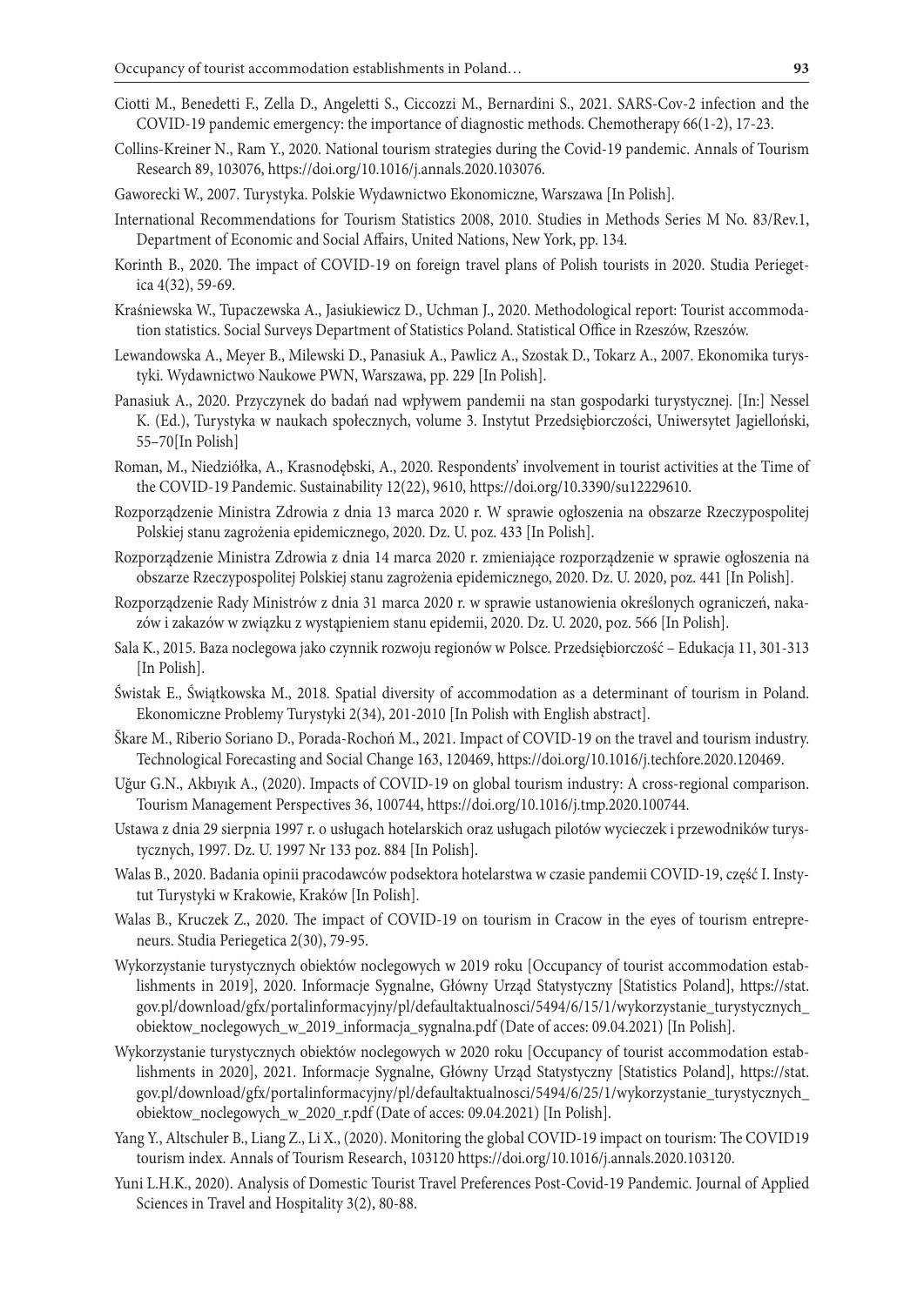Ciotti M., Benedetti F., Zella D., Angeletti S., Ciccozzi M., Bernardini S., 2021. SARS-Cov-2 infection and the COVID-19 pandemic emergency: the importance of diagnostic methods. Chemotherapy 66(1-2), 17-23.

Collins-Kreiner N., Ram Y., 2020. National tourism strategies during the Covid-19 pandemic. Annals of Tourism Research 89, 103076, https://doi.org/10.1016/j.annals.2020.103076.

Gaworecki W., 2007. Turystyka. Polskie Wydawnictwo Ekonomiczne, Warszawa [In Polish].

International Recommendations for Tourism Statistics 2008, 2010. Studies in Methods Series M No. 83/Rev.1, Department of Economic and Social Affairs, United Nations, New York, pp. 134.

Korinth B., 2020. The impact of COVID-19 on foreign travel plans of Polish tourists in 2020. Studia Periegetica 4(32), 59-69.

Kraśniewska W., Tupaczewska A., Jasiukiewicz D., Uchman J., 2020. Methodological report: Tourist accommodation statistics. Social Surveys Department of Statistics Poland. Statistical Office in Rzeszów, Rzeszów.

Lewandowska A., Meyer B., Milewski D., Panasiuk A., Pawlicz A., Szostak D., Tokarz A., 2007. Ekonomika turystyki. Wydawnictwo Naukowe PWN, Warszawa, pp. 229 [In Polish].

Panasiuk A., 2020. Przyczynek do badań nad wpływem pandemii na stan gospodarki turystycznej. [In:] Nessel K. (Ed.), Turystyka w naukach społecznych, volume 3. Instytut Przedsiębiorczości, Uniwersytet Jagielloński, 55–70[In Polish]

Roman, M., Niedziółka, A., Krasnodębski, A., 2020. Respondents' involvement in tourist activities at the Time of the COVID-19 Pandemic. Sustainability 12(22), 9610, https://doi.org/10.3390/su12229610.

Rozporządzenie Ministra Zdrowia z dnia 13 marca 2020 r. W sprawie ogłoszenia na obszarze Rzeczypospolitej Polskiej stanu zagrożenia epidemicznego, 2020. Dz. U. poz. 433 [In Polish].

Rozporządzenie Ministra Zdrowia z dnia 14 marca 2020 r. zmieniające rozporządzenie w sprawie ogłoszenia na obszarze Rzeczypospolitej Polskiej stanu zagrożenia epidemicznego, 2020. Dz. U. 2020, poz. 441 [In Polish].

Rozporządzenie Rady Ministrów z dnia 31 marca 2020 r. w sprawie ustanowienia określonych ograniczeń, nakazów i zakazów w związku z wystąpieniem stanu epidemii, 2020. Dz. U. 2020, poz. 566 [In Polish].

Sala K., 2015. Baza noclegowa jako czynnik rozwoju regionów w Polsce. Przedsiębiorczość – Edukacja 11, 301-313 [In Polish].

Świstak E., Świątkowska M., 2018. Spatial diversity of accommodation as a determinant of tourism in Poland. Ekonomiczne Problemy Turystyki 2(34), 201-2010 [In Polish with English abstract].

Škare M., Riberio Soriano D., Porada-Rochoń M., 2021. Impact of COVID-19 on the travel and tourism industry. Technological Forecasting and Social Change 163, 120469, https://doi.org/10.1016/j.techfore.2020.120469.

Uğur G.N., Akbıyık A., (2020). Impacts of COVID-19 on global tourism industry: A cross-regional comparison. Tourism Management Perspectives 36, 100744, https://doi.org/10.1016/j.tmp.2020.100744.

Ustawa z dnia 29 sierpnia 1997 r. o usługach hotelarskich oraz usługach pilotów wycieczek i przewodników turystycznych, 1997. Dz. U. 1997 Nr 133 poz. 884 [In Polish].

Walas B., 2020. Badania opinii pracodawców podsektora hotelarstwa w czasie pandemii COVID-19, część I. Instytut Turystyki w Krakowie, Kraków [In Polish].

Walas B., Kruczek Z., 2020. The impact of COVID-19 on tourism in Cracow in the eyes of tourism entrepreneurs. Studia Periegetica 2(30), 79-95.

Wykorzystanie turystycznych obiektów noclegowych w 2019 roku [Occupancy of tourist accommodation establishments in 2019], 2020. Informacje Sygnalne, Główny Urząd Statystyczny [Statistics Poland], https://stat.gov.pl/download/gfx/portalinformacyjny/pl/defaultaktualnosci/5494/6/15/1/wykorzystanie_turystycznych_obiektow_noclegowych_w_2019_informacja_sygnalna.pdf (Date of acces: 09.04.2021) [In Polish].

Wykorzystanie turystycznych obiektów noclegowych w 2020 roku [Occupancy of tourist accommodation establishments in 2020], 2021. Informacje Sygnalne, Główny Urząd Statystyczny [Statistics Poland], https://stat.gov.pl/download/gfx/portalinformacyjny/pl/defaultaktualnosci/5494/6/25/1/wykorzystanie_turystycznych_obiektow_noclegowych_w_2020_r.pdf (Date of acces: 09.04.2021) [In Polish].

Yang Y., Altschuler B., Liang Z., Li X., (2020). Monitoring the global COVID-19 impact on tourism: The COVID19 tourism index. Annals of Tourism Research, 103120 https://doi.org/10.1016/j.annals.2020.103120.

Yuni L.H.K., 2020). Analysis of Domestic Tourist Travel Preferences Post-Covid-19 Pandemic. Journal of Applied Sciences in Travel and Hospitality 3(2), 80-88.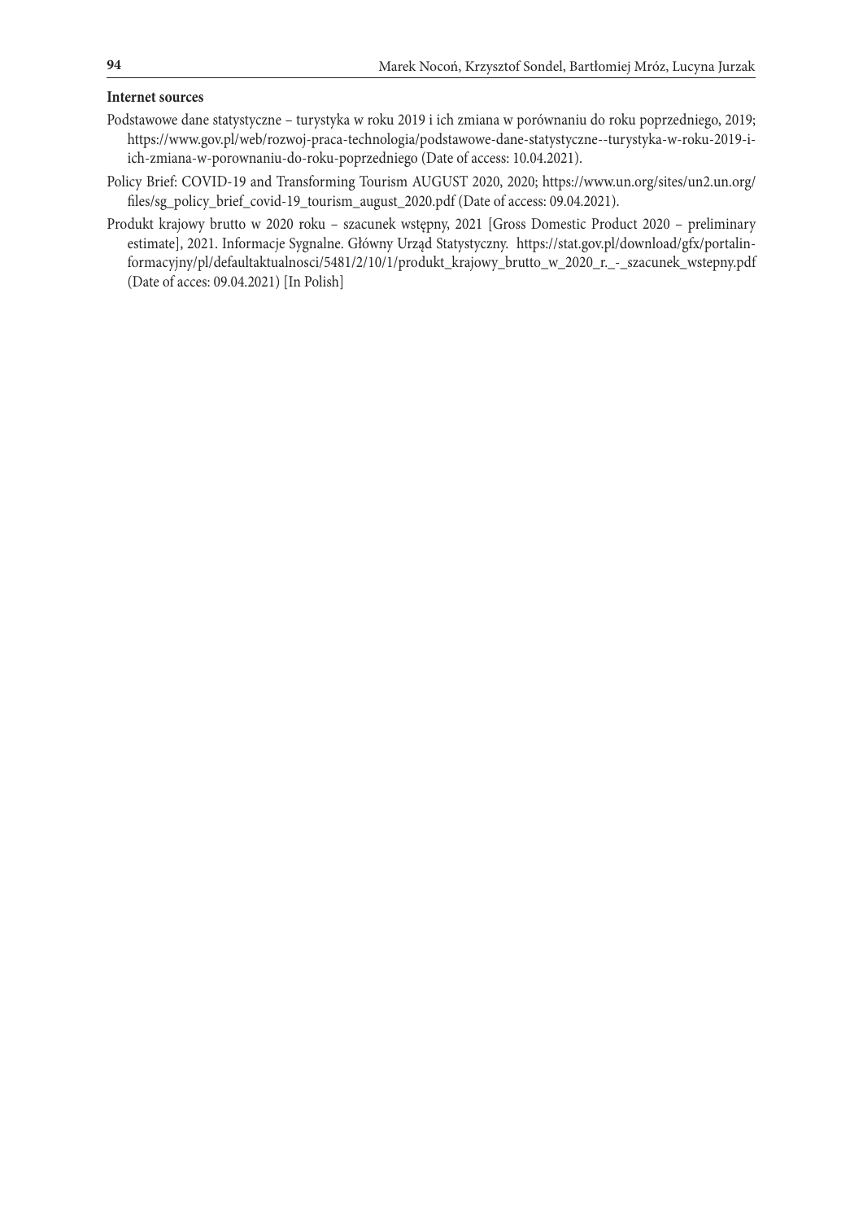**Internet sources**

Podstawowe dane statystyczne – turystyka w roku 2019 i ich zmiana w porównaniu do roku poprzedniego, 2019; https://www.gov.pl/web/rozwoj-praca-technologia/podstawowe-dane-statystyczne--turystyka-w-roku-2019-i-ich-zmiana-w-porownaniu-do-roku-poprzedniego (Date of access: 10.04.2021).

Policy Brief: COVID-19 and Transforming Tourism AUGUST 2020, 2020; https://www.un.org/sites/un2.un.org/files/sg_policy_brief_covid-19_tourism_august_2020.pdf (Date of access: 09.04.2021).

Produkt krajowy brutto w 2020 roku – szacunek wstępny, 2021 [Gross Domestic Product 2020 – preliminary estimate], 2021. Informacje Sygnalne. Główny Urząd Statystyczny. https://stat.gov.pl/download/gfx/portalinformacyjny/pl/defaultaktualnosci/5481/2/10/1/produkt_krajowy_brutto_w_2020_r._-_szacunek_wstepny.pdf (Date of acces: 09.04.2021) [In Polish]